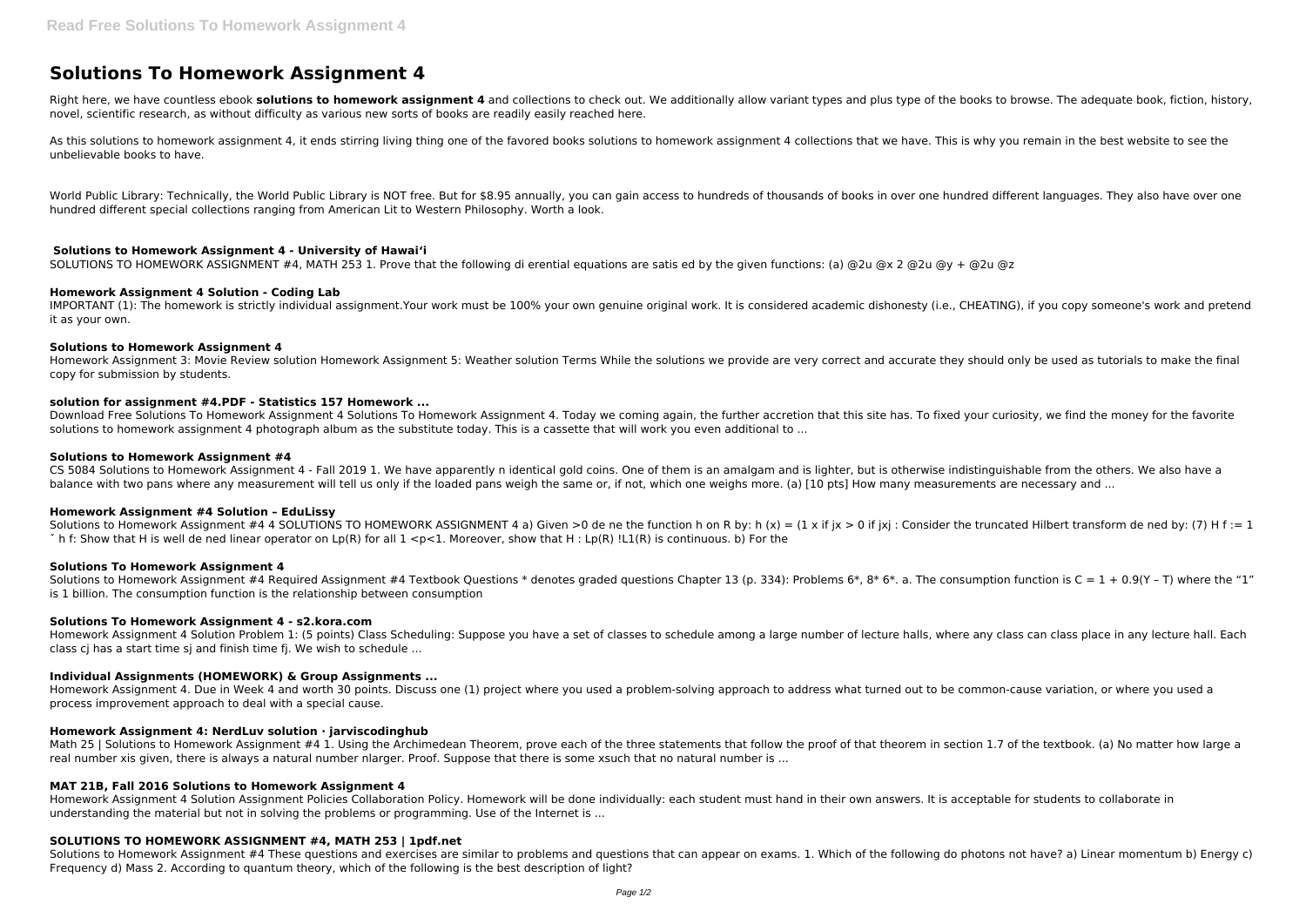# Solutions To Homework Assignment 4

Right here, we have countless ebook **solutions to homework assignment 4** and collections to check out. We additionally allow variant types and plus type of the books to browse. The adequate book, fiction, history, novel, scientific research, as without difficulty as various new sorts of books are readily easily reached here.

As this solutions to homework assignment 4, it ends stirring living thing one of the favored books solutions to homework assignment 4 collections that we have. This is why you remain in the best website to see the unbelievable books to have.

World Public Library: Technically, the World Public Library is NOT free. But for $8.95 annually, you can gain access to hundreds of thousands of books in over one hundred different languages. They also have over one hundred different special collections ranging from American Lit to Western Philosophy. Worth a look.

### Solutions to Homework Assignment 4 - University of Hawaiʻi

SOLUTIONS TO HOMEWORK ASSIGNMENT #4, MATH 253 1. Prove that the following di erential equations are satis ed by the given functions: (a) @2u @x 2 @2u @y + @2u @z

### Homework Assignment 4 Solution - Coding Lab

IMPORTANT (1): The homework is strictly individual assignment.Your work must be 100% your own genuine original work. It is considered academic dishonesty (i.e., CHEATING), if you copy someone's work and pretend it as your own.

### Solutions to Homework Assignment 4

Homework Assignment 3: Movie Review solution Homework Assignment 5: Weather solution Terms While the solutions we provide are very correct and accurate they should only be used as tutorials to make the final copy for submission by students.

### solution for assignment #4.PDF - Statistics 157 Homework ...

Download Free Solutions To Homework Assignment 4 Solutions To Homework Assignment 4. Today we coming again, the further accretion that this site has. To fixed your curiosity, we find the money for the favorite solutions to homework assignment 4 photograph album as the substitute today. This is a cassette that will work you even additional to ...

### Solutions to Homework Assignment #4

CS 5084 Solutions to Homework Assignment 4 - Fall 2019 1. We have apparently n identical gold coins. One of them is an amalgam and is lighter, but is otherwise indistinguishable from the others. We also have a balance with two pans where any measurement will tell us only if the loaded pans weigh the same or, if not, which one weighs more. (a) [10 pts] How many measurements are necessary and ...

### Homework Assignment #4 Solution – EduLissy

Solutions to Homework Assignment #4 4 SOLUTIONS TO HOMEWORK ASSIGNMENT 4 a) Given >0 de ne the function h on R by: h (x) = (1 x if jx > 0 if jxj : Consider the truncated Hilbert transform de ned by: (7) H f := 1 ˇ h f: Show that H is well de ned linear operator on Lp(R) for all 1 <p<1. Moreover, show that H : Lp(R) !L1(R) is continuous. b) For the

### Solutions To Homework Assignment 4

Solutions to Homework Assignment #4 Required Assignment #4 Textbook Questions * denotes graded questions Chapter 13 (p. 334): Problems 6*, 8* 6*. a. The consumption function is C = 1 + 0.9(Y – T) where the "1" is 1 billion. The consumption function is the relationship between consumption

### Solutions To Homework Assignment 4 - s2.kora.com

Homework Assignment 4 Solution Problem 1: (5 points) Class Scheduling: Suppose you have a set of classes to schedule among a large number of lecture halls, where any class can class place in any lecture hall. Each class cj has a start time sj and finish time fj. We wish to schedule ...

### Individual Assignments (HOMEWORK) & Group Assignments ...

Homework Assignment 4. Due in Week 4 and worth 30 points. Discuss one (1) project where you used a problem-solving approach to address what turned out to be common-cause variation, or where you used a process improvement approach to deal with a special cause.

### Homework Assignment 4: NerdLuv solution · jarviscodinghub

Math 25 | Solutions to Homework Assignment #4 1. Using the Archimedean Theorem, prove each of the three statements that follow the proof of that theorem in section 1.7 of the textbook. (a) No matter how large a real number xis given, there is always a natural number nlarger. Proof. Suppose that there is some xsuch that no natural number is ...

### MAT 21B, Fall 2016 Solutions to Homework Assignment 4

Homework Assignment 4 Solution Assignment Policies Collaboration Policy. Homework will be done individually: each student must hand in their own answers. It is acceptable for students to collaborate in understanding the material but not in solving the problems or programming. Use of the Internet is ...

### SOLUTIONS TO HOMEWORK ASSIGNMENT #4, MATH 253 | 1pdf.net

Solutions to Homework Assignment #4 These questions and exercises are similar to problems and questions that can appear on exams. 1. Which of the following do photons not have? a) Linear momentum b) Energy c) Frequency d) Mass 2. According to quantum theory, which of the following is the best description of light?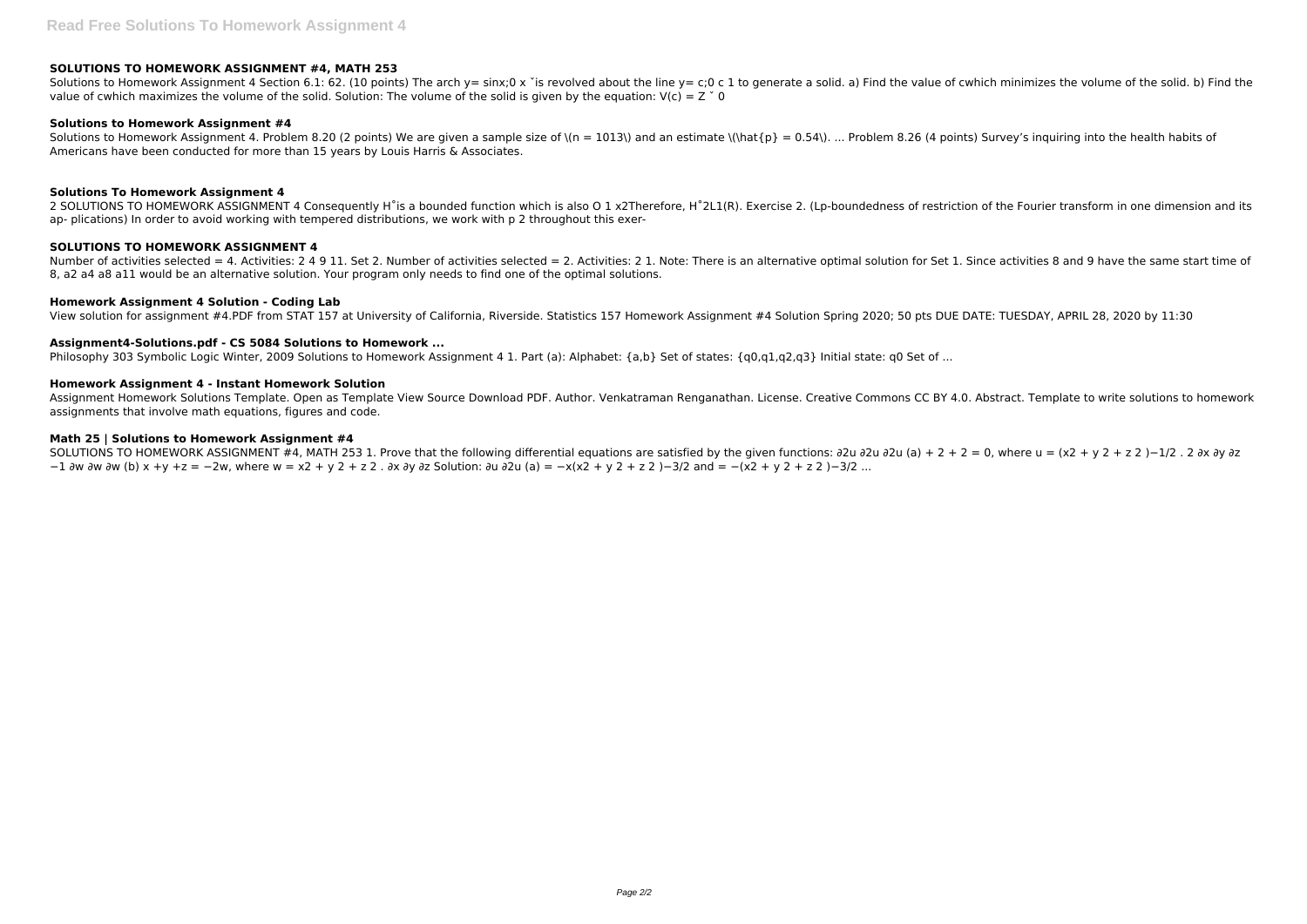### SOLUTIONS TO HOMEWORK ASSIGNMENT #4, MATH 253

Solutions to Homework Assignment 4 Section 6.1: 62. (10 points) The arch y= sinx;0 x ˇis revolved about the line y= c;0 c 1 to generate a solid. a) Find the value of cwhich minimizes the volume of the solid. b) Find the value of cwhich maximizes the volume of the solid. Solution: The volume of the solid is given by the equation: V(c) = Z ˇ 0

### Solutions to Homework Assignment #4

Solutions to Homework Assignment 4. Problem 8.20 (2 points) We are given a sample size of \(n = 1013\) and an estimate \(\hat{p} = 0.54\). ... Problem 8.26 (4 points) Survey's inquiring into the health habits of Americans have been conducted for more than 15 years by Louis Harris & Associates.

### Solutions To Homework Assignment 4

2 SOLUTIONS TO HOMEWORK ASSIGNMENT 4 Consequently H˚is a bounded function which is also O 1 x2Therefore, H˚2L1(R). Exercise 2. (Lp-boundedness of restriction of the Fourier transform in one dimension and its ap- plications) In order to avoid working with tempered distributions, we work with p 2 throughout this exer-

### SOLUTIONS TO HOMEWORK ASSIGNMENT 4

Number of activities selected = 4. Activities: 2 4 9 11. Set 2. Number of activities selected = 2. Activities: 2 1. Note: There is an alternative optimal solution for Set 1. Since activities 8 and 9 have the same start time of 8, a2 a4 a8 a11 would be an alternative solution. Your program only needs to find one of the optimal solutions.

### Homework Assignment 4 Solution - Coding Lab

View solution for assignment #4.PDF from STAT 157 at University of California, Riverside. Statistics 157 Homework Assignment #4 Solution Spring 2020; 50 pts DUE DATE: TUESDAY, APRIL 28, 2020 by 11:30

### Assignment4-Solutions.pdf - CS 5084 Solutions to Homework ...

Philosophy 303 Symbolic Logic Winter, 2009 Solutions to Homework Assignment 4 1. Part (a): Alphabet: {a,b} Set of states: {q0,q1,q2,q3} Initial state: q0 Set of ...

### Homework Assignment 4 - Instant Homework Solution

Assignment Homework Solutions Template. Open as Template View Source Download PDF. Author. Venkatraman Renganathan. License. Creative Commons CC BY 4.0. Abstract. Template to write solutions to homework assignments that involve math equations, figures and code.

### Math 25 | Solutions to Homework Assignment #4

SOLUTIONS TO HOMEWORK ASSIGNMENT #4, MATH 253 1. Prove that the following differential equations are satisfied by the given functions: ∂2u ∂2u ∂2u (a) + 2 + 2 = 0, where u = (x2 + y 2 + z 2 )−1/2 . 2 ∂x ∂y ∂z −1 ∂w ∂w ∂w (b) x +y +z = −2w, where w = x2 + y 2 + z 2 . ∂x ∂y ∂z Solution: ∂u ∂2u (a) = −x(x2 + y 2 + z 2 )−3/2 and = −(x2 + y 2 + z 2 )−3/2 ...